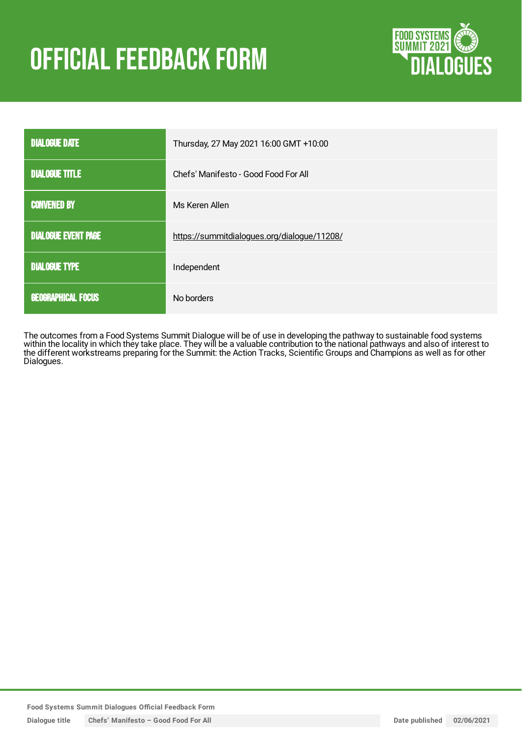# OFFICIAL FEEDBACK FORM

| | |
|---|---|
| DIALOGUE DATE | Thursday, 27 May 2021 16:00 GMT +10:00 |
| DIALOGUE TITLE | Chefs' Manifesto - Good Food For All |
| CONVENED BY | Ms Keren Allen |
| DIALOGUE EVENT PAGE | https://summitdialogues.org/dialogue/11208/ |
| DIALOGUE TYPE | Independent |
| GEOGRAPHICAL FOCUS | No borders |

The outcomes from a Food Systems Summit Dialogue will be of use in developing the pathway to sustainable food systems within the locality in which they take place. They will be a valuable contribution to the national pathways and also of interest to the different workstreams preparing for the Summit: the Action Tracks, Scientific Groups and Champions as well as for other Dialogues.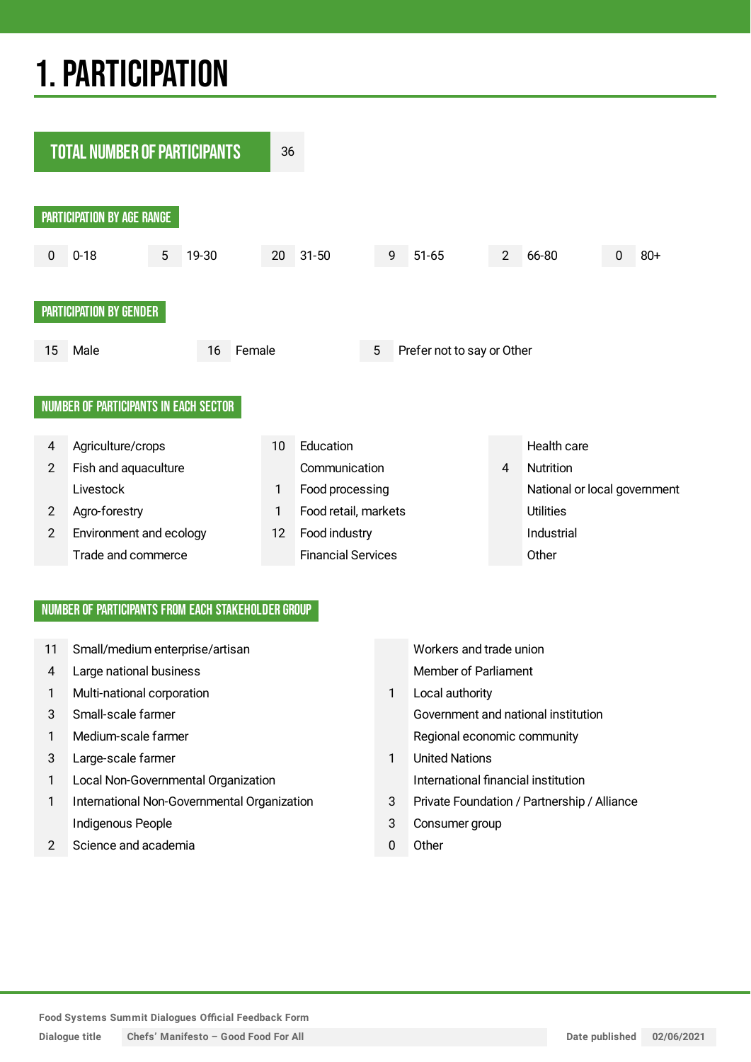# 1. PARTICIPATION

## TOTAL NUMBER OF PARTICIPANTS

36

### PARTICIPATION BY AGE RANGE

| Number | Age range |
|---|---|
| 0 | 0-18 |
| 5 | 19-30 |
| 20 | 31-50 |
| 9 | 51-65 |
| 2 | 66-80 |
| 0 | 80+ |

### PARTICIPATION BY GENDER

| Number | Gender |
|---|---|
| 15 | Male |
| 16 | Female |
| 5 | Prefer not to say or Other |

### NUMBER OF PARTICIPANTS IN EACH SECTOR

| Number | Sector | Number | Sector | Number | Sector |
|---|---|---|---|---|---|
| 4 | Agriculture/crops | 10 | Education | | Health care |
| 2 | Fish and aquaculture | | Communication | 4 | Nutrition |
| | Livestock | 1 | Food processing | | National or local government |
| 2 | Agro-forestry | 1 | Food retail, markets | | Utilities |
| 2 | Environment and ecology | 12 | Food industry | | Industrial |
| | Trade and commerce | | Financial Services | | Other |

### NUMBER OF PARTICIPANTS FROM EACH STAKEHOLDER GROUP

| Number | Stakeholder group | Number | Stakeholder group |
|---|---|---|---|
| 11 | Small/medium enterprise/artisan | | Workers and trade union |
| 4 | Large national business | | Member of Parliament |
| 1 | Multi-national corporation | 1 | Local authority |
| 3 | Small-scale farmer | | Government and national institution |
| 1 | Medium-scale farmer | | Regional economic community |
| 3 | Large-scale farmer | 1 | United Nations |
| 1 | Local Non-Governmental Organization | | International financial institution |
| 1 | International Non-Governmental Organization | 3 | Private Foundation / Partnership / Alliance |
| | Indigenous People | 3 | Consumer group |
| 2 | Science and academia | 0 | Other |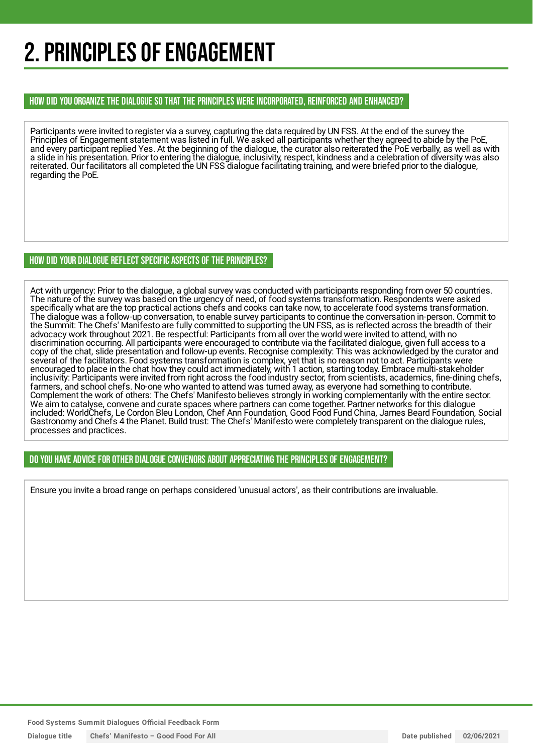# 2. PRINCIPLES OF ENGAGEMENT

### HOW DID YOU ORGANIZE THE DIALOGUE SO THAT THE PRINCIPLES WERE INCORPORATED, REINFORCED AND ENHANCED?

Participants were invited to register via a survey, capturing the data required by UN FSS. At the end of the survey the Principles of Engagement statement was listed in full. We asked all participants whether they agreed to abide by the PoE, and every participant replied Yes. At the beginning of the dialogue, the curator also reiterated the PoE verbally, as well as with a slide in his presentation. Prior to entering the dialogue, inclusivity, respect, kindness and a celebration of diversity was also reiterated. Our facilitators all completed the UN FSS dialogue facilitating training, and were briefed prior to the dialogue, regarding the PoE.

### HOW DID YOUR DIALOGUE REFLECT SPECIFIC ASPECTS OF THE PRINCIPLES?

Act with urgency: Prior to the dialogue, a global survey was conducted with participants responding from over 50 countries. The nature of the survey was based on the urgency of need, of food systems transformation. Respondents were asked specifically what are the top practical actions chefs and cooks can take now, to accelerate food systems transformation. The dialogue was a follow-up conversation, to enable survey participants to continue the conversation in-person. Commit to the Summit: The Chefs' Manifesto are fully committed to supporting the UN FSS, as is reflected across the breadth of their advocacy work throughout 2021. Be respectful: Participants from all over the world were invited to attend, with no discrimination occurring. All participants were encouraged to contribute via the facilitated dialogue, given full access to a copy of the chat, slide presentation and follow-up events. Recognise complexity: This was acknowledged by the curator and several of the facilitators. Food systems transformation is complex, yet that is no reason not to act. Participants were encouraged to place in the chat how they could act immediately, with 1 action, starting today. Embrace multi-stakeholder inclusivity: Participants were invited from right across the food industry sector, from scientists, academics, fine-dining chefs, farmers, and school chefs. No-one who wanted to attend was turned away, as everyone had something to contribute. Complement the work of others: The Chefs' Manifesto believes strongly in working complementarily with the entire sector. We aim to catalyse, convene and curate spaces where partners can come together. Partner networks for this dialogue included: WorldChefs, Le Cordon Bleu London, Chef Ann Foundation, Good Food Fund China, James Beard Foundation, Social Gastronomy and Chefs 4 the Planet. Build trust: The Chefs' Manifesto were completely transparent on the dialogue rules, processes and practices.

### DO YOU HAVE ADVICE FOR OTHER DIALOGUE CONVENORS ABOUT APPRECIATING THE PRINCIPLES OF ENGAGEMENT?

Ensure you invite a broad range on perhaps considered 'unusual actors', as their contributions are invaluable.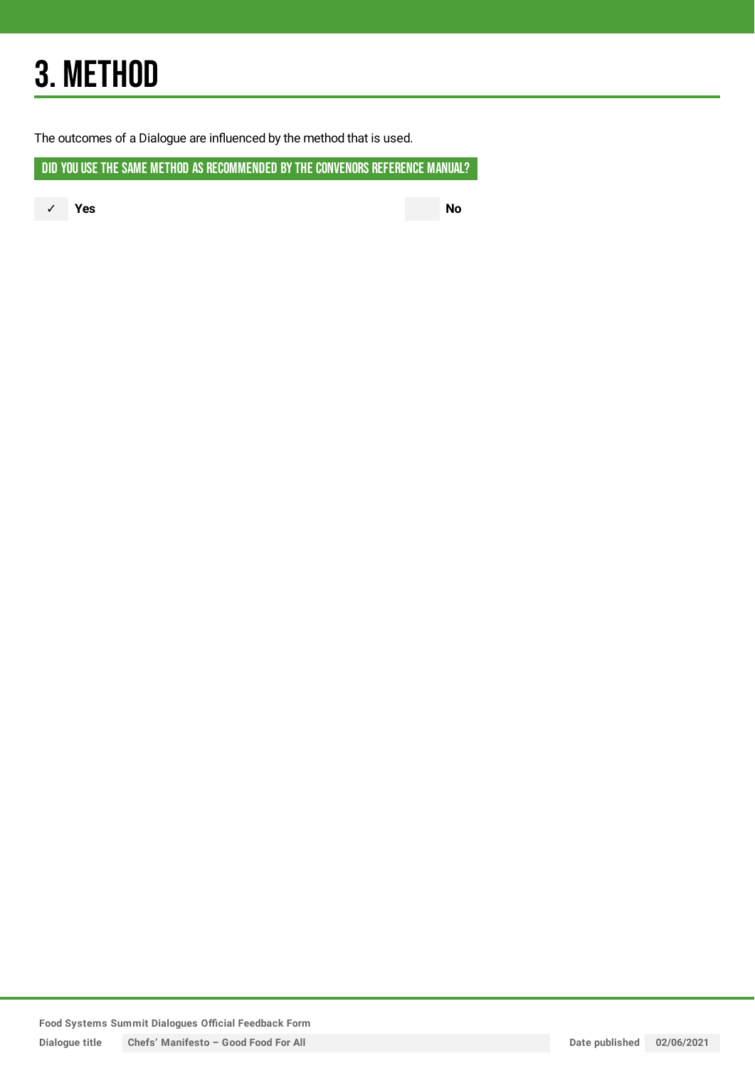# 3. METHOD

The outcomes of a Dialogue are influenced by the method that is used.

## DID YOU USE THE SAME METHOD AS RECOMMENDED BY THE CONVENORS REFERENCE MANUAL?

✓ **Yes**

**No**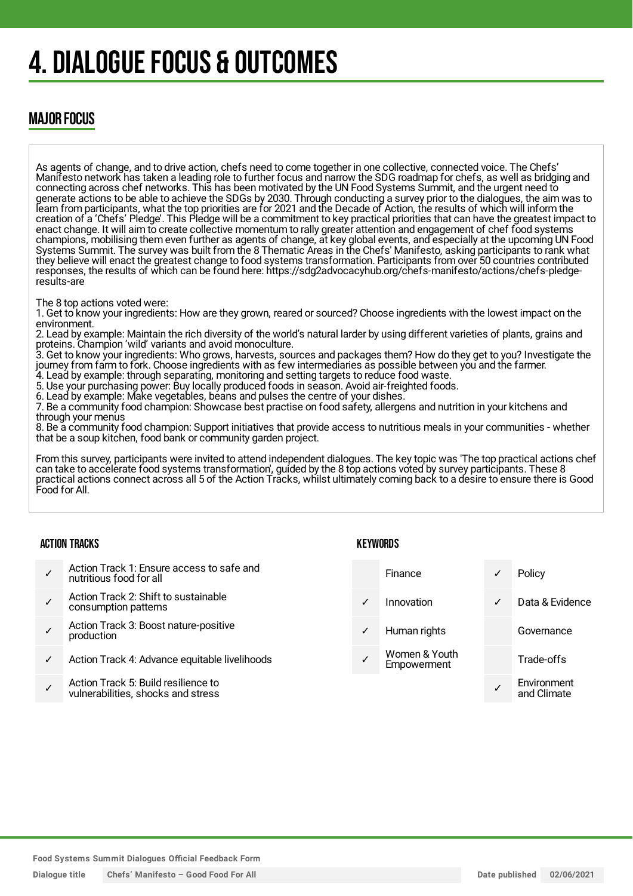# 4. DIALOGUE FOCUS & OUTCOMES

## MAJOR FOCUS

As agents of change, and to drive action, chefs need to come together in one collective, connected voice. The Chefs' Manifesto network has taken a leading role to further focus and narrow the SDG roadmap for chefs, as well as bridging and connecting across chef networks. This has been motivated by the UN Food Systems Summit, and the urgent need to generate actions to be able to achieve the SDGs by 2030. Through conducting a survey prior to the dialogues, the aim was to learn from participants, what the top priorities are for 2021 and the Decade of Action, the results of which will inform the creation of a 'Chefs' Pledge'. This Pledge will be a commitment to key practical priorities that can have the greatest impact to enact change. It will aim to create collective momentum to rally greater attention and engagement of chef food systems champions, mobilising them even further as agents of change, at key global events, and especially at the upcoming UN Food Systems Summit. The survey was built from the 8 Thematic Areas in the Chefs' Manifesto, asking participants to rank what they believe will enact the greatest change to food systems transformation. Participants from over 50 countries contributed responses, the results of which can be found here: https://sdg2advocacyhub.org/chefs-manifesto/actions/chefs-pledge-results-are

The 8 top actions voted were:
1. Get to know your ingredients: How are they grown, reared or sourced? Choose ingredients with the lowest impact on the environment.
2. Lead by example: Maintain the rich diversity of the world's natural larder by using different varieties of plants, grains and proteins. Champion 'wild' variants and avoid monoculture.
3. Get to know your ingredients: Who grows, harvests, sources and packages them? How do they get to you? Investigate the journey from farm to fork. Choose ingredients with as few intermediaries as possible between you and the farmer.
4. Lead by example: through separating, monitoring and setting targets to reduce food waste.
5. Use your purchasing power: Buy locally produced foods in season. Avoid air-freighted foods.
6. Lead by example: Make vegetables, beans and pulses the centre of your dishes.
7. Be a community food champion: Showcase best practise on food safety, allergens and nutrition in your kitchens and through your menus
8. Be a community food champion: Support initiatives that provide access to nutritious meals in your communities - whether that be a soup kitchen, food bank or community garden project.

From this survey, participants were invited to attend independent dialogues. The key topic was 'The top practical actions chef can take to accelerate food systems transformation', guided by the 8 top actions voted by survey participants. These 8 practical actions connect across all 5 of the Action Tracks, whilst ultimately coming back to a desire to ensure there is Good Food for All.

### ACTION TRACKS

| | |
|---|---|
| ✓ | Action Track 1: Ensure access to safe and nutritious food for all |
| ✓ | Action Track 2: Shift to sustainable consumption patterns |
| ✓ | Action Track 3: Boost nature-positive production |
| ✓ | Action Track 4: Advance equitable livelihoods |
| ✓ | Action Track 5: Build resilience to vulnerabilities, shocks and stress |

### KEYWORDS

| | | | |
|---|---|---|---|
| | Finance | ✓ | Policy |
| ✓ | Innovation | ✓ | Data & Evidence |
| ✓ | Human rights | | Governance |
| ✓ | Women & Youth Empowerment | | Trade-offs |
| | | ✓ | Environment and Climate |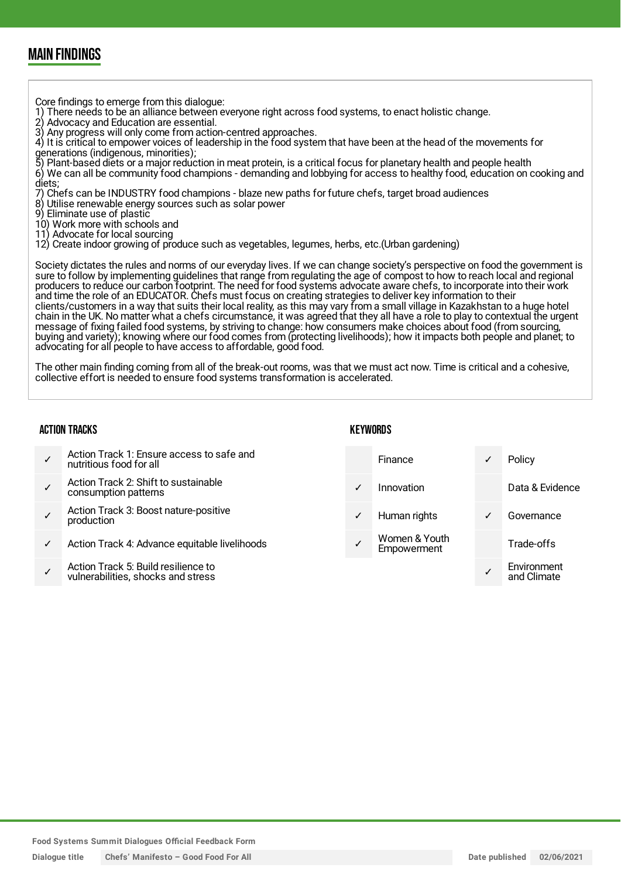## MAIN FINDINGS

Core findings to emerge from this dialogue:
1) There needs to be an alliance between everyone right across food systems, to enact holistic change.
2) Advocacy and Education are essential.
3) Any progress will only come from action-centred approaches.
4) It is critical to empower voices of leadership in the food system that have been at the head of the movements for generations (indigenous, minorities);
5) Plant-based diets or a major reduction in meat protein, is a critical focus for planetary health and people health
6) We can all be community food champions - demanding and lobbying for access to healthy food, education on cooking and diets;
7) Chefs can be INDUSTRY food champions - blaze new paths for future chefs, target broad audiences
8) Utilise renewable energy sources such as solar power
9) Eliminate use of plastic
10) Work more with schools and
11) Advocate for local sourcing
12) Create indoor growing of produce such as vegetables, legumes, herbs, etc.(Urban gardening)

Society dictates the rules and norms of our everyday lives. If we can change society's perspective on food the government is sure to follow by implementing guidelines that range from regulating the age of compost to how to reach local and regional producers to reduce our carbon footprint. The need for food systems advocate aware chefs, to incorporate into their work and time the role of an EDUCATOR. Chefs must focus on creating strategies to deliver key information to their clients/customers in a way that suits their local reality, as this may vary from a small village in Kazakhstan to a huge hotel chain in the UK. No matter what a chefs circumstance, it was agreed that they all have a role to play to contextual the urgent message of fixing failed food systems, by striving to change: how consumers make choices about food (from sourcing, buying and variety); knowing where our food comes from (protecting livelihoods); how it impacts both people and planet; to advocating for all people to have access to affordable, good food.

The other main finding coming from all of the break-out rooms, was that we must act now. Time is critical and a cohesive, collective effort is needed to ensure food systems transformation is accelerated.

### ACTION TRACKS

| | |
|---|---|
| ✓ | Action Track 1: Ensure access to safe and nutritious food for all |
| ✓ | Action Track 2: Shift to sustainable consumption patterns |
| ✓ | Action Track 3: Boost nature-positive production |
| ✓ | Action Track 4: Advance equitable livelihoods |
| ✓ | Action Track 5: Build resilience to vulnerabilities, shocks and stress |

### KEYWORDS

| | | | |
|---|---|---|---|
| | Finance | ✓ | Policy |
| ✓ | Innovation | | Data & Evidence |
| ✓ | Human rights | ✓ | Governance |
| ✓ | Women & Youth Empowerment | | Trade-offs |
| | | ✓ | Environment and Climate |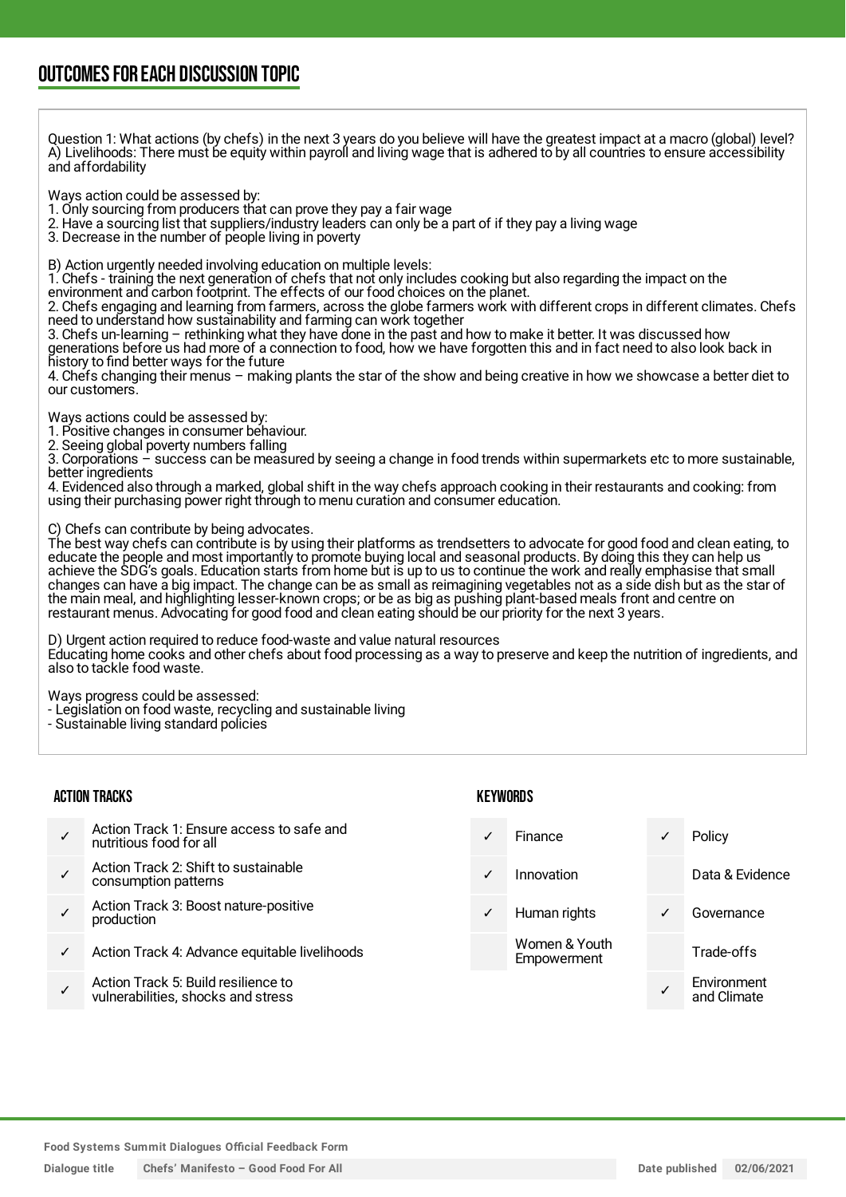## OUTCOMES FOR EACH DISCUSSION TOPIC

Question 1: What actions (by chefs) in the next 3 years do you believe will have the greatest impact at a macro (global) level?
A) Livelihoods: There must be equity within payroll and living wage that is adhered to by all countries to ensure accessibility and affordability

Ways action could be assessed by:
1. Only sourcing from producers that can prove they pay a fair wage
2. Have a sourcing list that suppliers/industry leaders can only be a part of if they pay a living wage
3. Decrease in the number of people living in poverty

B) Action urgently needed involving education on multiple levels:
1. Chefs - training the next generation of chefs that not only includes cooking but also regarding the impact on the environment and carbon footprint. The effects of our food choices on the planet.
2. Chefs engaging and learning from farmers, across the globe farmers work with different crops in different climates. Chefs need to understand how sustainability and farming can work together
3. Chefs un-learning – rethinking what they have done in the past and how to make it better. It was discussed how generations before us had more of a connection to food, how we have forgotten this and in fact need to also look back in history to find better ways for the future
4. Chefs changing their menus – making plants the star of the show and being creative in how we showcase a better diet to our customers.

Ways actions could be assessed by:
1. Positive changes in consumer behaviour.
2. Seeing global poverty numbers falling
3. Corporations – success can be measured by seeing a change in food trends within supermarkets etc to more sustainable, better ingredients
4. Evidenced also through a marked, global shift in the way chefs approach cooking in their restaurants and cooking: from using their purchasing power right through to menu curation and consumer education.

C) Chefs can contribute by being advocates.
The best way chefs can contribute is by using their platforms as trendsetters to advocate for good food and clean eating, to educate the people and most importantly to promote buying local and seasonal products. By doing this they can help us achieve the SDG's goals. Education starts from home but is up to us to continue the work and really emphasise that small changes can have a big impact. The change can be as small as reimagining vegetables not as a side dish but as the star of the main meal, and highlighting lesser-known crops; or be as big as pushing plant-based meals front and centre on restaurant menus. Advocating for good food and clean eating should be our priority for the next 3 years.

D) Urgent action required to reduce food-waste and value natural resources
Educating home cooks and other chefs about food processing as a way to preserve and keep the nutrition of ingredients, and also to tackle food waste.

Ways progress could be assessed:
- Legislation on food waste, recycling and sustainable living
- Sustainable living standard policies

### ACTION TRACKS

| | |
|---|---|
| ✓ | Action Track 1: Ensure access to safe and nutritious food for all |
| ✓ | Action Track 2: Shift to sustainable consumption patterns |
| ✓ | Action Track 3: Boost nature-positive production |
| ✓ | Action Track 4: Advance equitable livelihoods |
| ✓ | Action Track 5: Build resilience to vulnerabilities, shocks and stress |

### KEYWORDS

| | | | |
|---|---|---|---|
| ✓ | Finance | ✓ | Policy |
| ✓ | Innovation | | Data & Evidence |
| ✓ | Human rights | ✓ | Governance |
| | Women & Youth Empowerment | | Trade-offs |
| | | ✓ | Environment and Climate |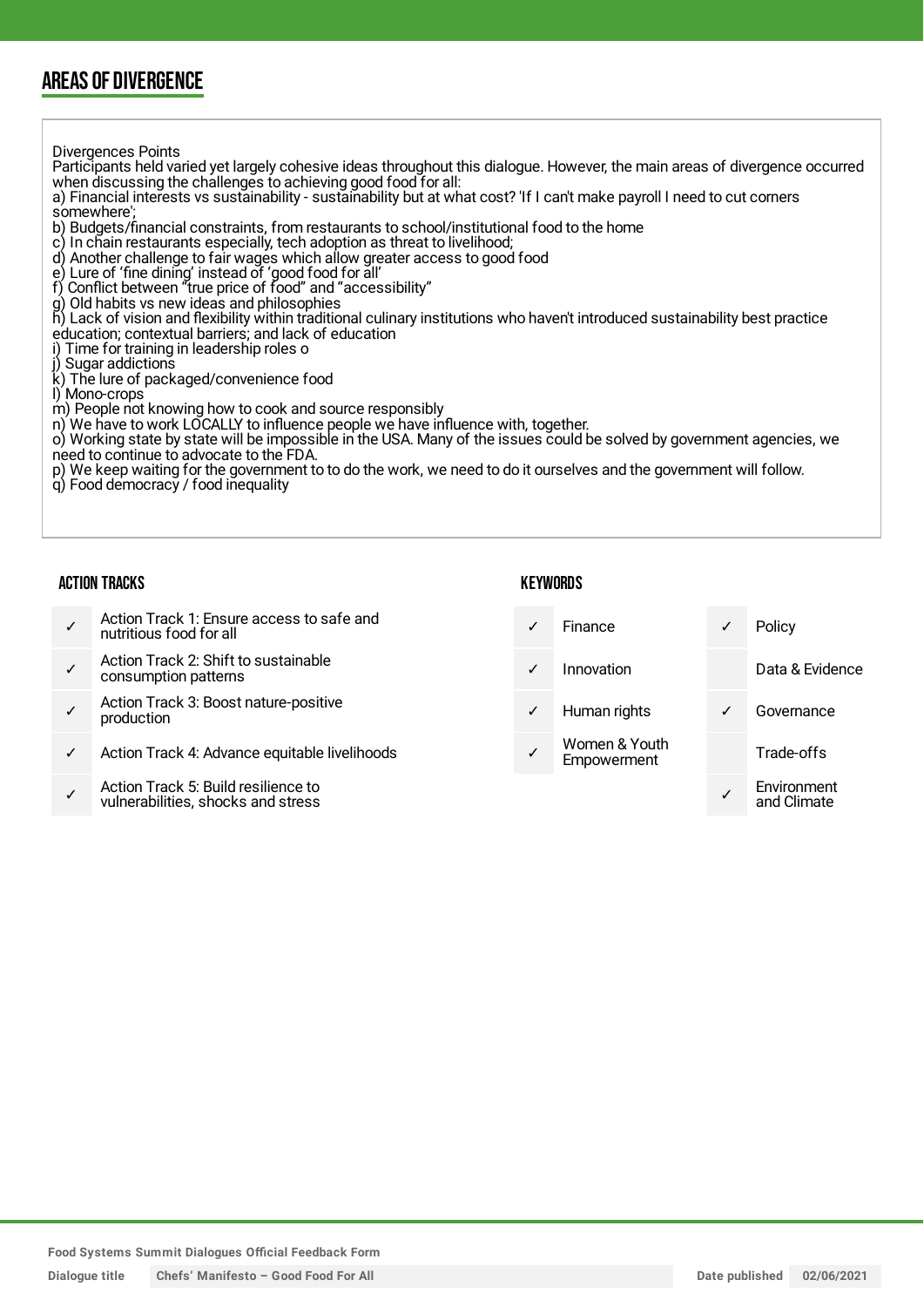## AREAS OF DIVERGENCE

Divergences Points
Participants held varied yet largely cohesive ideas throughout this dialogue. However, the main areas of divergence occurred when discussing the challenges to achieving good food for all:
a) Financial interests vs sustainability - sustainability but at what cost? 'If I can't make payroll I need to cut corners somewhere';
b) Budgets/financial constraints, from restaurants to school/institutional food to the home
c) In chain restaurants especially, tech adoption as threat to livelihood;
d) Another challenge to fair wages which allow greater access to good food
e) Lure of 'fine dining' instead of 'good food for all'
f) Conflict between "true price of food" and "accessibility"
g) Old habits vs new ideas and philosophies
h) Lack of vision and flexibility within traditional culinary institutions who haven't introduced sustainability best practice education; contextual barriers; and lack of education
i) Time for training in leadership roles o
j) Sugar addictions
k) The lure of packaged/convenience food
l) Mono-crops
m) People not knowing how to cook and source responsibly
n) We have to work LOCALLY to influence people we have influence with, together.
o) Working state by state will be impossible in the USA. Many of the issues could be solved by government agencies, we need to continue to advocate to the FDA.
p) We keep waiting for the government to to do the work, we need to do it ourselves and the government will follow.
q) Food democracy / food inequality

### ACTION TRACKS

| | |
|---|---|
| ✓ | Action Track 1: Ensure access to safe and nutritious food for all |
| ✓ | Action Track 2: Shift to sustainable consumption patterns |
| ✓ | Action Track 3: Boost nature-positive production |
| ✓ | Action Track 4: Advance equitable livelihoods |
| ✓ | Action Track 5: Build resilience to vulnerabilities, shocks and stress |

### KEYWORDS

| | | | |
|---|---|---|---|
| ✓ | Finance | ✓ | Policy |
| ✓ | Innovation | | Data & Evidence |
| ✓ | Human rights | ✓ | Governance |
| ✓ | Women & Youth Empowerment | | Trade-offs |
| | | ✓ | Environment and Climate |